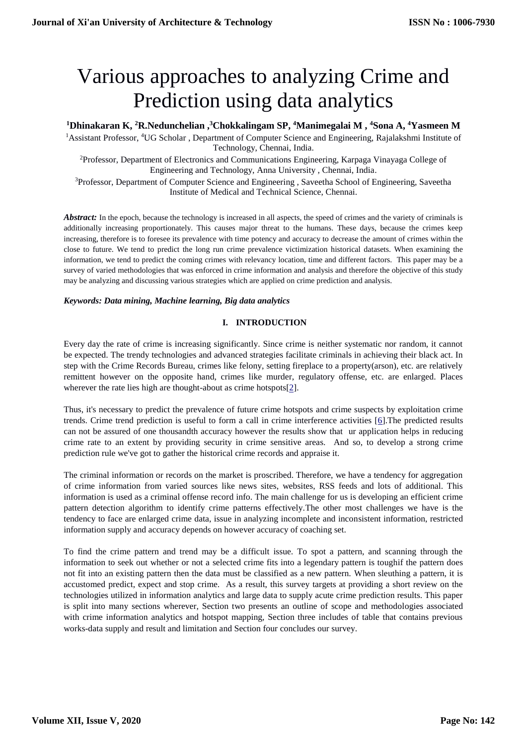# Various approaches to analyzing Crime and Prediction using data analytics

**[1]Dhinakaran K, [2]R.Nedunchelian ,[3]Chokkalingam SP, [4]Manimegalai M , [4]Sona A, [4]Yasmeen M**

[1]Assistant Professor, [4]UG Scholar , Department of Computer Science and Engineering, Rajalakshmi Institute of Technology, Chennai, India.

[2]Professor, Department of Electronics and Communications Engineering, Karpaga Vinayaga College of Engineering and Technology, Anna University , Chennai, India.

[3]Professor, Department of Computer Science and Engineering , Saveetha School of Engineering, Saveetha Institute of Medical and Technical Science, Chennai.

***Abstract:*** In the epoch, because the technology is increased in all aspects, the speed of crimes and the variety of criminals is additionally increasing proportionately. This causes major threat to the humans. These days, because the crimes keep increasing, therefore is to foresee its prevalence with time potency and accuracy to decrease the amount of crimes within the close to future. We tend to predict the long run crime prevalence victimization historical datasets. When examining the information, we tend to predict the coming crimes with relevancy location, time and different factors. This paper may be a survey of varied methodologies that was enforced in crime information and analysis and therefore the objective of this study may be analyzing and discussing various strategies which are applied on crime prediction and analysis.

***Keywords: Data mining, Machine learning, Big data analytics***

## I. INTRODUCTION

Every day the rate of crime is increasing significantly. Since crime is neither systematic nor random, it cannot be expected. The trendy technologies and advanced strategies facilitate criminals in achieving their black act. In step with the Crime Records Bureau, crimes like felony, setting fireplace to a property(arson), etc. are relatively remittent however on the opposite hand, crimes like murder, regulatory offense, etc. are enlarged. Places wherever the rate lies high are thought-about as crime hotspots[2].

Thus, it's necessary to predict the prevalence of future crime hotspots and crime suspects by exploitation crime trends. Crime trend prediction is useful to form a call in crime interference activities [6].The predicted results can not be assured of one thousandth accuracy however the results show that ur application helps in reducing crime rate to an extent by providing security in crime sensitive areas. And so, to develop a strong crime prediction rule we've got to gather the historical crime records and appraise it.

The criminal information or records on the market is proscribed. Therefore, we have a tendency for aggregation of crime information from varied sources like news sites, websites, RSS feeds and lots of additional. This information is used as a criminal offense record info. The main challenge for us is developing an efficient crime pattern detection algorithm to identify crime patterns effectively.The other most challenges we have is the tendency to face are enlarged crime data, issue in analyzing incomplete and inconsistent information, restricted information supply and accuracy depends on however accuracy of coaching set.

To find the crime pattern and trend may be a difficult issue. To spot a pattern, and scanning through the information to seek out whether or not a selected crime fits into a legendary pattern is toughif the pattern does not fit into an existing pattern then the data must be classified as a new pattern. When sleuthing a pattern, it is accustomed predict, expect and stop crime. As a result, this survey targets at providing a short review on the technologies utilized in information analytics and large data to supply acute crime prediction results. This paper is split into many sections wherever, Section two presents an outline of scope and methodologies associated with crime information analytics and hotspot mapping, Section three includes of table that contains previous works-data supply and result and limitation and Section four concludes our survey.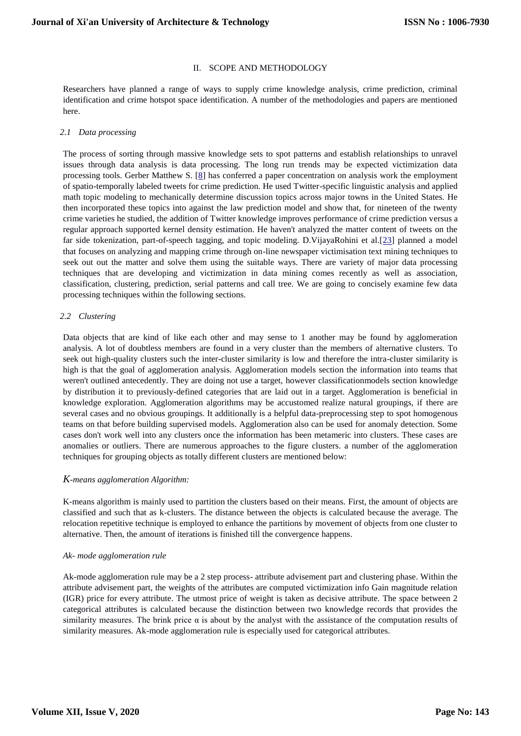## II. SCOPE AND METHODOLOGY

Researchers have planned a range of ways to supply crime knowledge analysis, crime prediction, criminal identification and crime hotspot space identification. A number of the methodologies and papers are mentioned here.

### *2.1 Data processing*

The process of sorting through massive knowledge sets to spot patterns and establish relationships to unravel issues through data analysis is data processing. The long run trends may be expected victimization data processing tools. Gerber Matthew S. [8] has conferred a paper concentration on analysis work the employment of spatio-temporally labeled tweets for crime prediction. He used Twitter-specific linguistic analysis and applied math topic modeling to mechanically determine discussion topics across major towns in the United States. He then incorporated these topics into against the law prediction model and show that, for nineteen of the twenty crime varieties he studied, the addition of Twitter knowledge improves performance of crime prediction versus a regular approach supported kernel density estimation. He haven't analyzed the matter content of tweets on the far side tokenization, part-of-speech tagging, and topic modeling. D.VijayaRohini et al.[23] planned a model that focuses on analyzing and mapping crime through on-line newspaper victimisation text mining techniques to seek out out the matter and solve them using the suitable ways. There are variety of major data processing techniques that are developing and victimization in data mining comes recently as well as association, classification, clustering, prediction, serial patterns and call tree. We are going to concisely examine few data processing techniques within the following sections.

### *2.2 Clustering*

Data objects that are kind of like each other and may sense to 1 another may be found by agglomeration analysis. A lot of doubtless members are found in a very cluster than the members of alternative clusters. To seek out high-quality clusters such the inter-cluster similarity is low and therefore the intra-cluster similarity is high is that the goal of agglomeration analysis. Agglomeration models section the information into teams that weren't outlined antecedently. They are doing not use a target, however classificationmodels section knowledge by distribution it to previously-defined categories that are laid out in a target. Agglomeration is beneficial in knowledge exploration. Agglomeration algorithms may be accustomed realize natural groupings, if there are several cases and no obvious groupings. It additionally is a helpful data-preprocessing step to spot homogenous teams on that before building supervised models. Agglomeration also can be used for anomaly detection. Some cases don't work well into any clusters once the information has been metameric into clusters. These cases are anomalies or outliers. There are numerous approaches to the figure clusters. a number of the agglomeration techniques for grouping objects as totally different clusters are mentioned below:

#### *K-means agglomeration Algorithm:*

K-means algorithm is mainly used to partition the clusters based on their means. First, the amount of objects are classified and such that as k-clusters. The distance between the objects is calculated because the average. The relocation repetitive technique is employed to enhance the partitions by movement of objects from one cluster to alternative. Then, the amount of iterations is finished till the convergence happens.

#### *Ak- mode agglomeration rule*

Ak-mode agglomeration rule may be a 2 step process- attribute advisement part and clustering phase. Within the attribute advisement part, the weights of the attributes are computed victimization info Gain magnitude relation (IGR) price for every attribute. The utmost price of weight is taken as decisive attribute. The space between 2 categorical attributes is calculated because the distinction between two knowledge records that provides the similarity measures. The brink price $\alpha$ is about by the analyst with the assistance of the computation results of similarity measures. Ak-mode agglomeration rule is especially used for categorical attributes.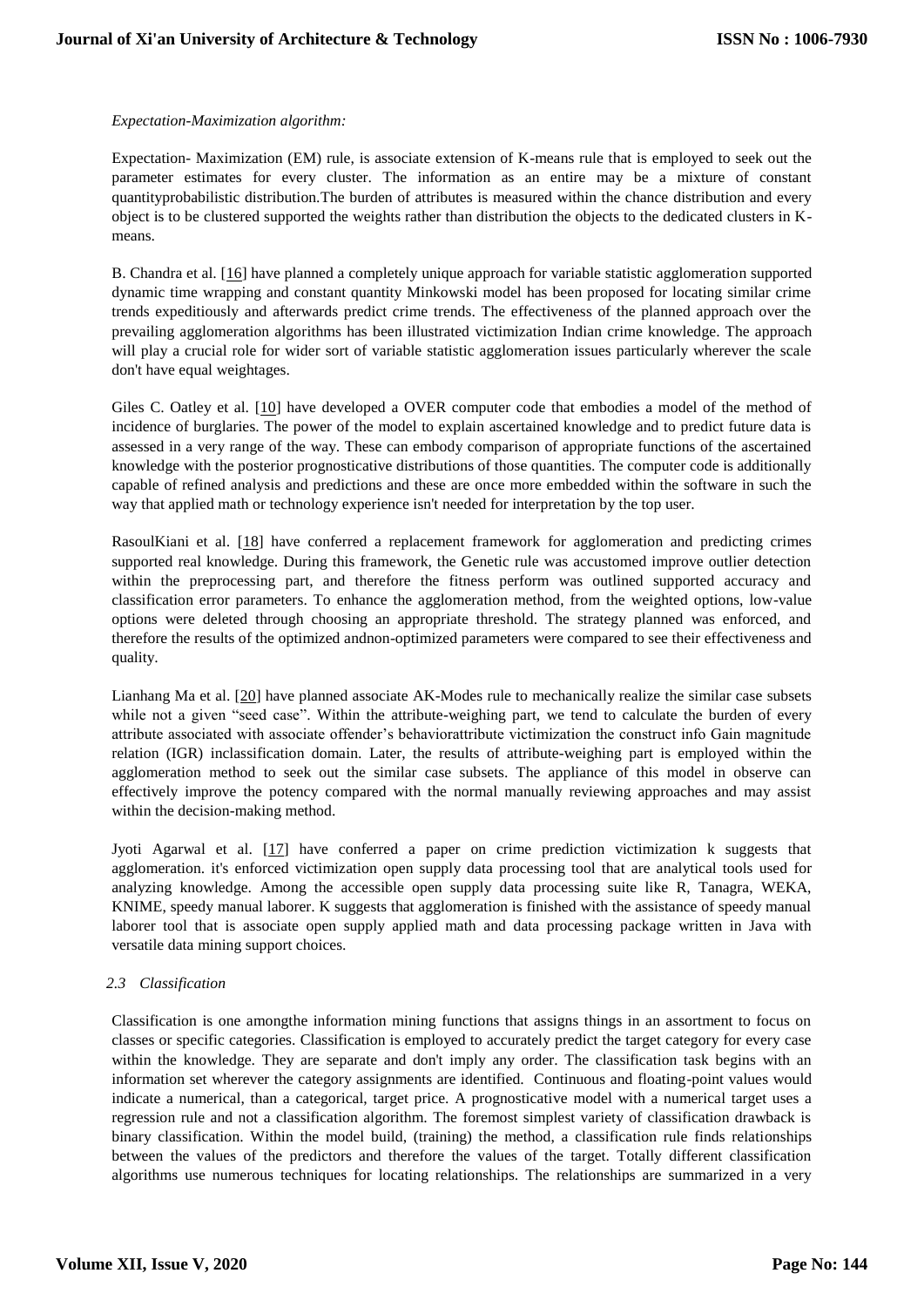*Expectation-Maximization algorithm:*

Expectation- Maximization (EM) rule, is associate extension of K-means rule that is employed to seek out the parameter estimates for every cluster. The information as an entire may be a mixture of constant quantityprobabilistic distribution.The burden of attributes is measured within the chance distribution and every object is to be clustered supported the weights rather than distribution the objects to the dedicated clusters in K-means.

B. Chandra et al. [16] have planned a completely unique approach for variable statistic agglomeration supported dynamic time wrapping and constant quantity Minkowski model has been proposed for locating similar crime trends expeditiously and afterwards predict crime trends. The effectiveness of the planned approach over the prevailing agglomeration algorithms has been illustrated victimization Indian crime knowledge. The approach will play a crucial role for wider sort of variable statistic agglomeration issues particularly wherever the scale don't have equal weightages.

Giles C. Oatley et al. [10] have developed a OVER computer code that embodies a model of the method of incidence of burglaries. The power of the model to explain ascertained knowledge and to predict future data is assessed in a very range of the way. These can embody comparison of appropriate functions of the ascertained knowledge with the posterior prognosticative distributions of those quantities. The computer code is additionally capable of refined analysis and predictions and these are once more embedded within the software in such the way that applied math or technology experience isn't needed for interpretation by the top user.

RasoulKiani et al. [18] have conferred a replacement framework for agglomeration and predicting crimes supported real knowledge. During this framework, the Genetic rule was accustomed improve outlier detection within the preprocessing part, and therefore the fitness perform was outlined supported accuracy and classification error parameters. To enhance the agglomeration method, from the weighted options, low-value options were deleted through choosing an appropriate threshold. The strategy planned was enforced, and therefore the results of the optimized andnon-optimized parameters were compared to see their effectiveness and quality.

Lianhang Ma et al. [20] have planned associate AK-Modes rule to mechanically realize the similar case subsets while not a given "seed case". Within the attribute-weighing part, we tend to calculate the burden of every attribute associated with associate offender's behaviorattribute victimization the construct info Gain magnitude relation (IGR) inclassification domain. Later, the results of attribute-weighing part is employed within the agglomeration method to seek out the similar case subsets. The appliance of this model in observe can effectively improve the potency compared with the normal manually reviewing approaches and may assist within the decision-making method.

Jyoti Agarwal et al. [17] have conferred a paper on crime prediction victimization k suggests that agglomeration. it's enforced victimization open supply data processing tool that are analytical tools used for analyzing knowledge. Among the accessible open supply data processing suite like R, Tanagra, WEKA, KNIME, speedy manual laborer. K suggests that agglomeration is finished with the assistance of speedy manual laborer tool that is associate open supply applied math and data processing package written in Java with versatile data mining support choices.

### *2.3 Classification*

Classification is one amongthe information mining functions that assigns things in an assortment to focus on classes or specific categories. Classification is employed to accurately predict the target category for every case within the knowledge. They are separate and don't imply any order. The classification task begins with an information set wherever the category assignments are identified. Continuous and floating-point values would indicate a numerical, than a categorical, target price. A prognosticative model with a numerical target uses a regression rule and not a classification algorithm. The foremost simplest variety of classification drawback is binary classification. Within the model build, (training) the method, a classification rule finds relationships between the values of the predictors and therefore the values of the target. Totally different classification algorithms use numerous techniques for locating relationships. The relationships are summarized in a very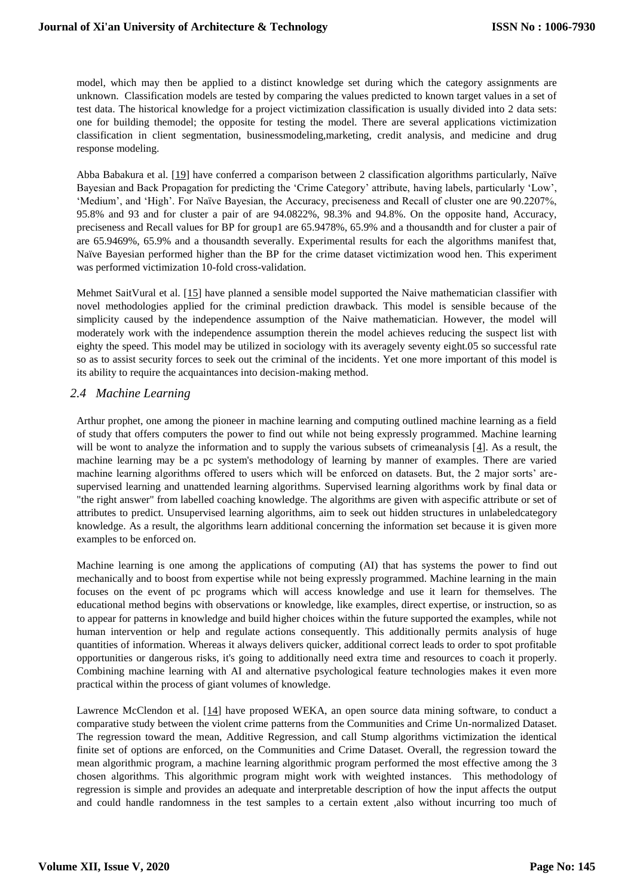model, which may then be applied to a distinct knowledge set during which the category assignments are unknown. Classification models are tested by comparing the values predicted to known target values in a set of test data. The historical knowledge for a project victimization classification is usually divided into 2 data sets: one for building themodel; the opposite for testing the model. There are several applications victimization classification in client segmentation, businessmodeling,marketing, credit analysis, and medicine and drug response modeling.

Abba Babakura et al. [19] have conferred a comparison between 2 classification algorithms particularly, Naïve Bayesian and Back Propagation for predicting the 'Crime Category' attribute, having labels, particularly 'Low', 'Medium', and 'High'. For Naïve Bayesian, the Accuracy, preciseness and Recall of cluster one are 90.2207%, 95.8% and 93 and for cluster a pair of are 94.0822%, 98.3% and 94.8%. On the opposite hand, Accuracy, preciseness and Recall values for BP for group1 are 65.9478%, 65.9% and a thousandth and for cluster a pair of are 65.9469%, 65.9% and a thousandth severally. Experimental results for each the algorithms manifest that, Naïve Bayesian performed higher than the BP for the crime dataset victimization wood hen. This experiment was performed victimization 10-fold cross-validation.

Mehmet SaitVural et al. [15] have planned a sensible model supported the Naive mathematician classifier with novel methodologies applied for the criminal prediction drawback. This model is sensible because of the simplicity caused by the independence assumption of the Naive mathematician. However, the model will moderately work with the independence assumption therein the model achieves reducing the suspect list with eighty the speed. This model may be utilized in sociology with its averagely seventy eight.05 so successful rate so as to assist security forces to seek out the criminal of the incidents. Yet one more important of this model is its ability to require the acquaintances into decision-making method.

### *2.4 Machine Learning*

Arthur prophet, one among the pioneer in machine learning and computing outlined machine learning as a field of study that offers computers the power to find out while not being expressly programmed. Machine learning will be wont to analyze the information and to supply the various subsets of crimeanalysis [4]. As a result, the machine learning may be a pc system's methodology of learning by manner of examples. There are varied machine learning algorithms offered to users which will be enforced on datasets. But, the 2 major sorts' aresupervised learning and unattended learning algorithms. Supervised learning algorithms work by final data or "the right answer" from labelled coaching knowledge. The algorithms are given with aspecific attribute or set of attributes to predict. Unsupervised learning algorithms, aim to seek out hidden structures in unlabeledcategory knowledge. As a result, the algorithms learn additional concerning the information set because it is given more examples to be enforced on.

Machine learning is one among the applications of computing (AI) that has systems the power to find out mechanically and to boost from expertise while not being expressly programmed. Machine learning in the main focuses on the event of pc programs which will access knowledge and use it learn for themselves. The educational method begins with observations or knowledge, like examples, direct expertise, or instruction, so as to appear for patterns in knowledge and build higher choices within the future supported the examples, while not human intervention or help and regulate actions consequently. This additionally permits analysis of huge quantities of information. Whereas it always delivers quicker, additional correct leads to order to spot profitable opportunities or dangerous risks, it's going to additionally need extra time and resources to coach it properly. Combining machine learning with AI and alternative psychological feature technologies makes it even more practical within the process of giant volumes of knowledge.

Lawrence McClendon et al. [14] have proposed WEKA, an open source data mining software, to conduct a comparative study between the violent crime patterns from the Communities and Crime Un-normalized Dataset. The regression toward the mean, Additive Regression, and call Stump algorithms victimization the identical finite set of options are enforced, on the Communities and Crime Dataset. Overall, the regression toward the mean algorithmic program, a machine learning algorithmic program performed the most effective among the 3 chosen algorithms. This algorithmic program might work with weighted instances. This methodology of regression is simple and provides an adequate and interpretable description of how the input affects the output and could handle randomness in the test samples to a certain extent ,also without incurring too much of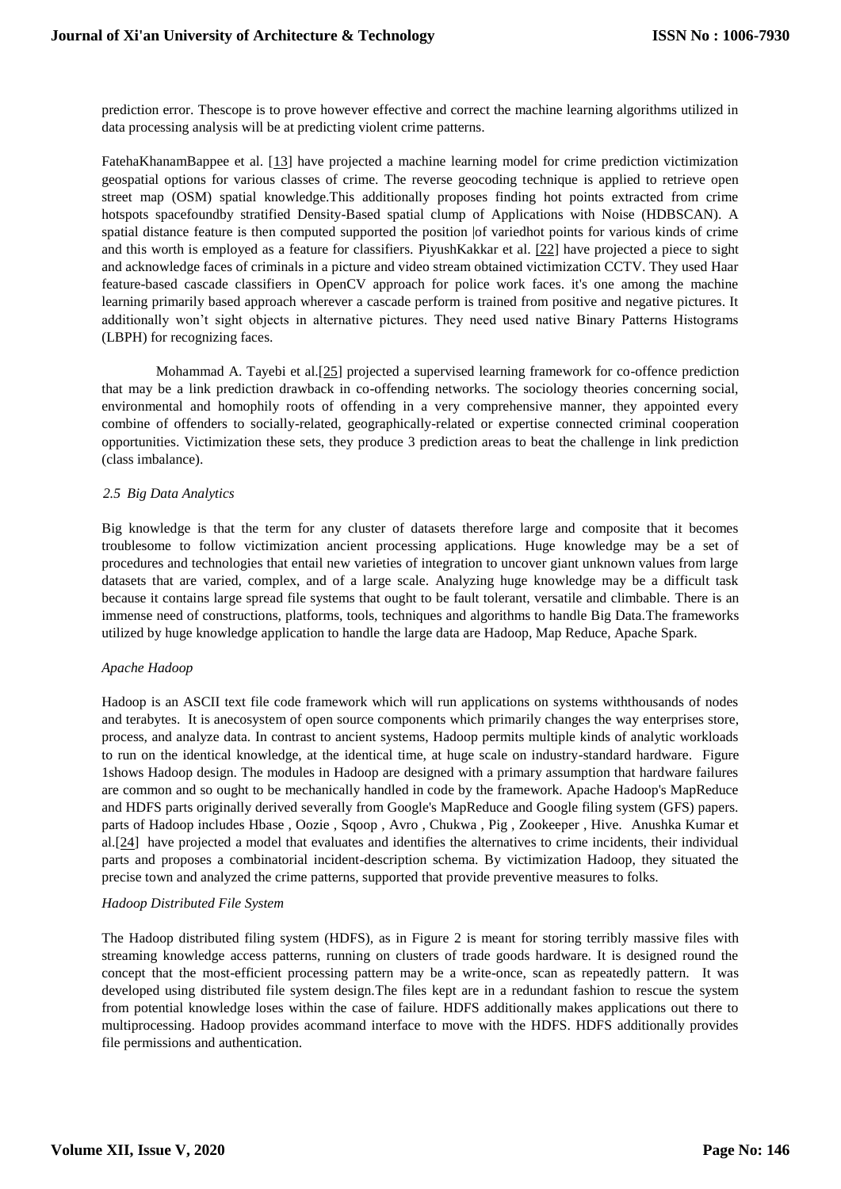prediction error. Thescope is to prove however effective and correct the machine learning algorithms utilized in data processing analysis will be at predicting violent crime patterns.

FatehaKhanamBappee et al. [13] have projected a machine learning model for crime prediction victimization geospatial options for various classes of crime. The reverse geocoding technique is applied to retrieve open street map (OSM) spatial knowledge.This additionally proposes finding hot points extracted from crime hotspots spacefoundby stratified Density-Based spatial clump of Applications with Noise (HDBSCAN). A spatial distance feature is then computed supported the position |of variedhot points for various kinds of crime and this worth is employed as a feature for classifiers. PiyushKakkar et al. [22] have projected a piece to sight and acknowledge faces of criminals in a picture and video stream obtained victimization CCTV. They used Haar feature-based cascade classifiers in OpenCV approach for police work faces. it's one among the machine learning primarily based approach wherever a cascade perform is trained from positive and negative pictures. It additionally won't sight objects in alternative pictures. They need used native Binary Patterns Histograms (LBPH) for recognizing faces.

Mohammad A. Tayebi et al.[25] projected a supervised learning framework for co-offence prediction that may be a link prediction drawback in co-offending networks. The sociology theories concerning social, environmental and homophily roots of offending in a very comprehensive manner, they appointed every combine of offenders to socially-related, geographically-related or expertise connected criminal cooperation opportunities. Victimization these sets, they produce 3 prediction areas to beat the challenge in link prediction (class imbalance).

### *2.5 Big Data Analytics*

Big knowledge is that the term for any cluster of datasets therefore large and composite that it becomes troublesome to follow victimization ancient processing applications. Huge knowledge may be a set of procedures and technologies that entail new varieties of integration to uncover giant unknown values from large datasets that are varied, complex, and of a large scale. Analyzing huge knowledge may be a difficult task because it contains large spread file systems that ought to be fault tolerant, versatile and climbable. There is an immense need of constructions, platforms, tools, techniques and algorithms to handle Big Data.The frameworks utilized by huge knowledge application to handle the large data are Hadoop, Map Reduce, Apache Spark.

#### *Apache Hadoop*

Hadoop is an ASCII text file code framework which will run applications on systems withthousands of nodes and terabytes. It is anecosystem of open source components which primarily changes the way enterprises store, process, and analyze data. In contrast to ancient systems, Hadoop permits multiple kinds of analytic workloads to run on the identical knowledge, at the identical time, at huge scale on industry-standard hardware. Figure 1shows Hadoop design. The modules in Hadoop are designed with a primary assumption that hardware failures are common and so ought to be mechanically handled in code by the framework. Apache Hadoop's MapReduce and HDFS parts originally derived severally from Google's MapReduce and Google filing system (GFS) papers. parts of Hadoop includes Hbase , Oozie , Sqoop , Avro , Chukwa , Pig , Zookeeper , Hive. Anushka Kumar et al.[24] have projected a model that evaluates and identifies the alternatives to crime incidents, their individual parts and proposes a combinatorial incident-description schema. By victimization Hadoop, they situated the precise town and analyzed the crime patterns, supported that provide preventive measures to folks.

#### *Hadoop Distributed File System*

The Hadoop distributed filing system (HDFS), as in Figure 2 is meant for storing terribly massive files with streaming knowledge access patterns, running on clusters of trade goods hardware. It is designed round the concept that the most-efficient processing pattern may be a write-once, scan as repeatedly pattern. It was developed using distributed file system design.The files kept are in a redundant fashion to rescue the system from potential knowledge loses within the case of failure. HDFS additionally makes applications out there to multiprocessing. Hadoop provides acommand interface to move with the HDFS. HDFS additionally provides file permissions and authentication.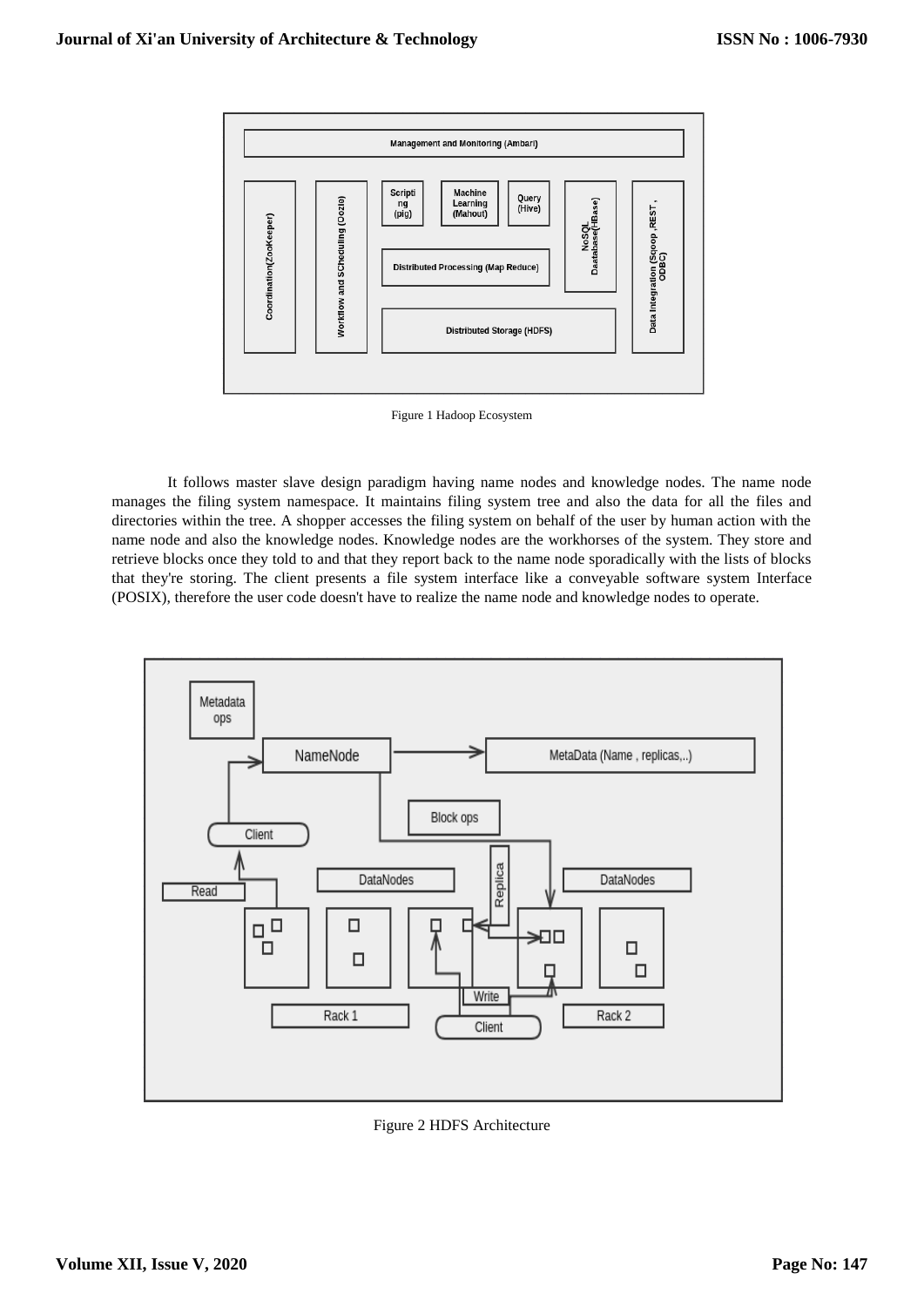Figure 1 Hadoop Ecosystem

It follows master slave design paradigm having name nodes and knowledge nodes. The name node manages the filing system namespace. It maintains filing system tree and also the data for all the files and directories within the tree. A shopper accesses the filing system on behalf of the user by human action with the name node and also the knowledge nodes. Knowledge nodes are the workhorses of the system. They store and retrieve blocks once they told to and that they report back to the name node sporadically with the lists of blocks that they're storing. The client presents a file system interface like a conveyable software system Interface (POSIX), therefore the user code doesn't have to realize the name node and knowledge nodes to operate.

Figure 2 HDFS Architecture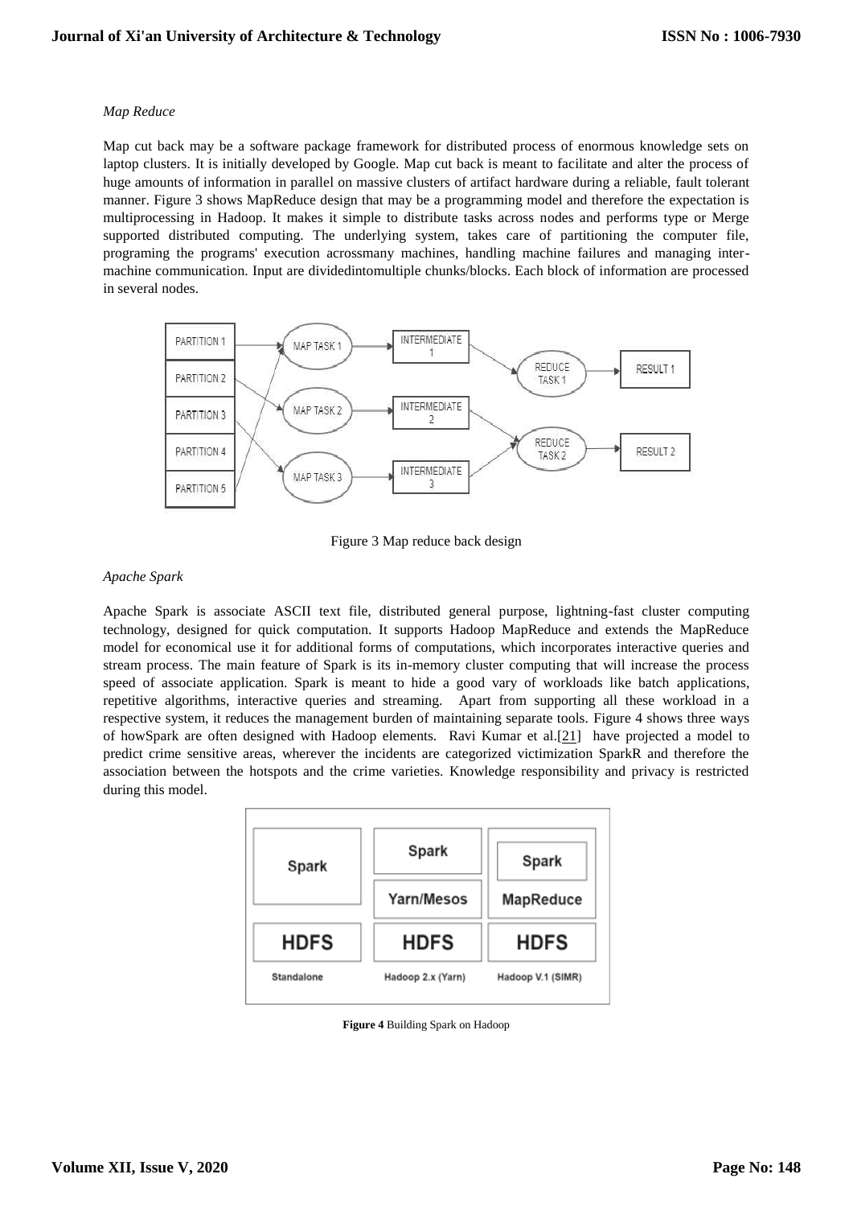*Map Reduce*

Map cut back may be a software package framework for distributed process of enormous knowledge sets on laptop clusters. It is initially developed by Google. Map cut back is meant to facilitate and alter the process of huge amounts of information in parallel on massive clusters of artifact hardware during a reliable, fault tolerant manner. Figure 3 shows MapReduce design that may be a programming model and therefore the expectation is multiprocessing in Hadoop. It makes it simple to distribute tasks across nodes and performs type or Merge supported distributed computing. The underlying system, takes care of partitioning the computer file, programing the programs' execution acrossmany machines, handling machine failures and managing inter-machine communication. Input are dividedintomultiple chunks/blocks. Each block of information are processed in several nodes.

Figure 3 Map reduce back design

*Apache Spark*

Apache Spark is associate ASCII text file, distributed general purpose, lightning-fast cluster computing technology, designed for quick computation. It supports Hadoop MapReduce and extends the MapReduce model for economical use it for additional forms of computations, which incorporates interactive queries and stream process. The main feature of Spark is its in-memory cluster computing that will increase the process speed of associate application. Spark is meant to hide a good vary of workloads like batch applications, repetitive algorithms, interactive queries and streaming. Apart from supporting all these workload in a respective system, it reduces the management burden of maintaining separate tools. Figure 4 shows three ways of howSpark are often designed with Hadoop elements. Ravi Kumar et al.[21] have projected a model to predict crime sensitive areas, wherever the incidents are categorized victimization SparkR and therefore the association between the hotspots and the crime varieties. Knowledge responsibility and privacy is restricted during this model.

**Figure 4** Building Spark on Hadoop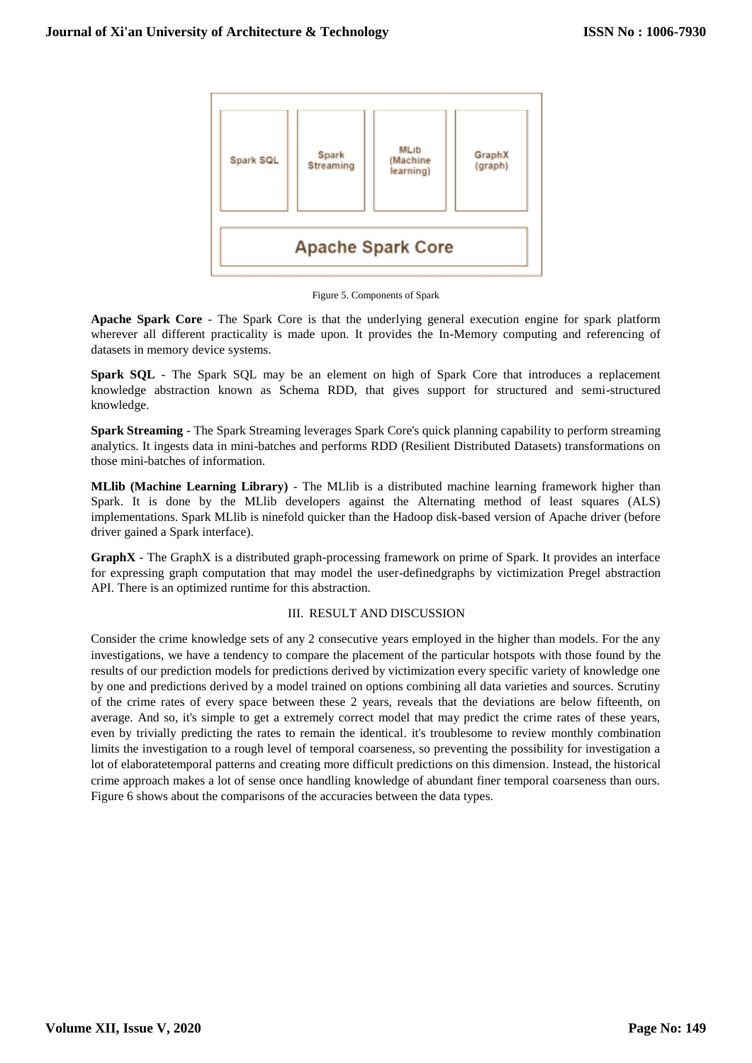Figure 5. Components of Spark

**Apache Spark Core** - The Spark Core is that the underlying general execution engine for spark platform wherever all different practicality is made upon. It provides the In-Memory computing and referencing of datasets in memory device systems.

**Spark SQL** - The Spark SQL may be an element on high of Spark Core that introduces a replacement knowledge abstraction known as Schema RDD, that gives support for structured and semi-structured knowledge.

**Spark Streaming** - The Spark Streaming leverages Spark Core's quick planning capability to perform streaming analytics. It ingests data in mini-batches and performs RDD (Resilient Distributed Datasets) transformations on those mini-batches of information.

**MLlib (Machine Learning Library)** - The MLlib is a distributed machine learning framework higher than Spark. It is done by the MLlib developers against the Alternating method of least squares (ALS) implementations. Spark MLlib is ninefold quicker than the Hadoop disk-based version of Apache driver (before driver gained a Spark interface).

**GraphX** - The GraphX is a distributed graph-processing framework on prime of Spark. It provides an interface for expressing graph computation that may model the user-definedgraphs by victimization Pregel abstraction API. There is an optimized runtime for this abstraction.

## III. RESULT AND DISCUSSION

Consider the crime knowledge sets of any 2 consecutive years employed in the higher than models. For the any investigations, we have a tendency to compare the placement of the particular hotspots with those found by the results of our prediction models for predictions derived by victimization every specific variety of knowledge one by one and predictions derived by a model trained on options combining all data varieties and sources. Scrutiny of the crime rates of every space between these 2 years, reveals that the deviations are below fifteenth, on average. And so, it's simple to get a extremely correct model that may predict the crime rates of these years, even by trivially predicting the rates to remain the identical. it's troublesome to review monthly combination limits the investigation to a rough level of temporal coarseness, so preventing the possibility for investigation a lot of elaboratetemporal patterns and creating more difficult predictions on this dimension. Instead, the historical crime approach makes a lot of sense once handling knowledge of abundant finer temporal coarseness than ours. Figure 6 shows about the comparisons of the accuracies between the data types.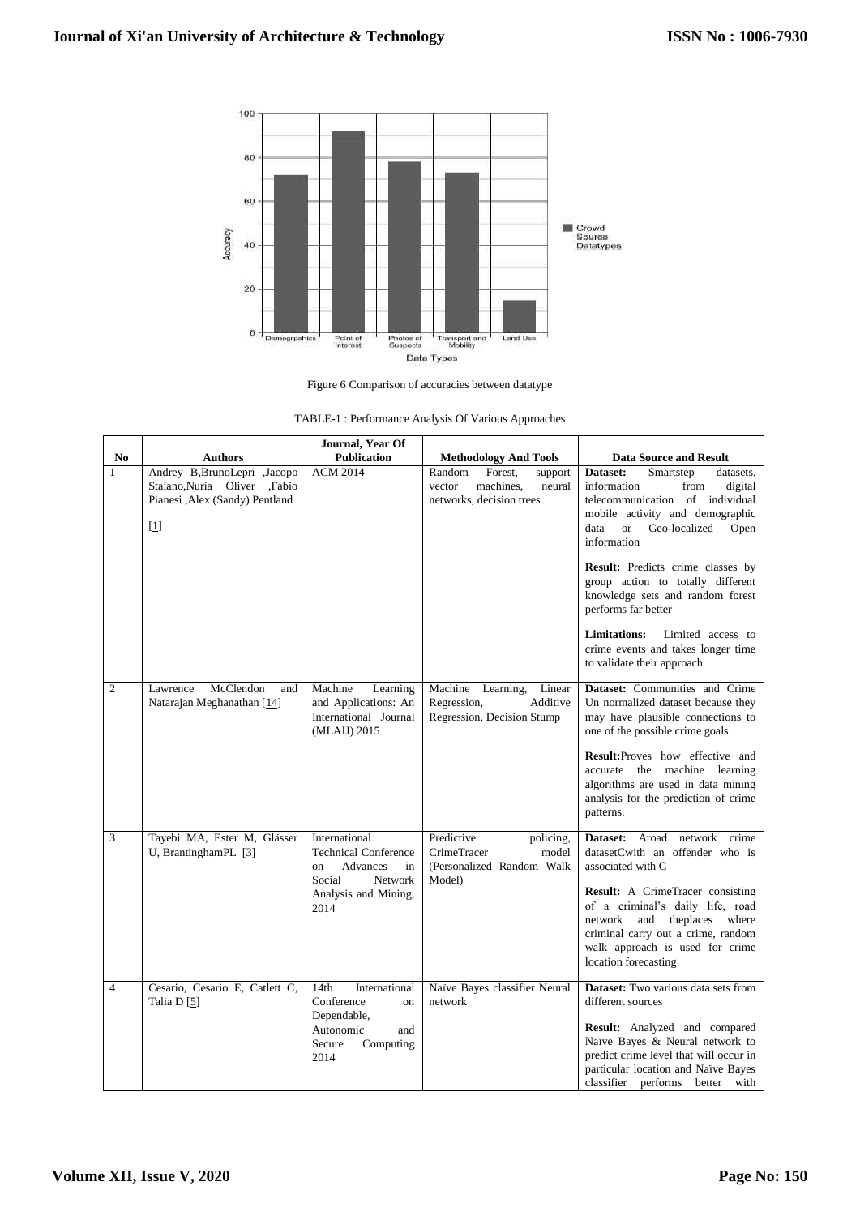Figure 6 Comparison of accuracies between datatype

TABLE-1 : Performance Analysis Of Various Approaches

| No | Authors | Journal, Year Of Publication | Methodology And Tools | Data Source and Result |
|---|---|---|---|---|
| 1 | Andrey B,BrunoLepri ,Jacopo Staiano,Nuria Oliver ,Fabio Pianesi ,Alex (Sandy) Pentland [1] | ACM 2014 | Random Forest, support vector machines, neural networks, decision trees | **Dataset:** Smartstep datasets, information from digital telecommunication of individual mobile activity and demographic data or Geo-localized Open information<br><br>**Result:** Predicts crime classes by group action to totally different knowledge sets and random forest performs far better<br><br>**Limitations:** Limited access to crime events and takes longer time to validate their approach |
| 2 | Lawrence McClendon and Natarajan Meghanathan [14] | Machine Learning and Applications: An International Journal (MLAIJ) 2015 | Machine Learning, Linear Regression, Additive Regression, Decision Stump | **Dataset:** Communities and Crime Un normalized dataset because they may have plausible connections to one of the possible crime goals.<br><br>**Result:**Proves how effective and accurate the machine learning algorithms are used in data mining analysis for the prediction of crime patterns. |
| 3 | Tayebi MA, Ester M, Glässer U, BrantinghamPL [3] | International Technical Conference on Advances in Social Network Analysis and Mining, 2014 | Predictive policing, CrimeTracer model (Personalized Random Walk Model) | **Dataset:** Aroad network crime datasetCwith an offender who is associated with C<br><br>**Result:** A CrimeTracer consisting of a criminal's daily life, road network and theplaces where criminal carry out a crime, random walk approach is used for crime location forecasting |
| 4 | Cesario, Cesario E, Catlett C, Talia D [5] | 14th International Conference on Dependable, Autonomic and Secure Computing 2014 | Naïve Bayes classifier Neural network | **Dataset:** Two various data sets from different sources<br><br>**Result:** Analyzed and compared Naïve Bayes & Neural network to predict crime level that will occur in particular location and Naïve Bayes classifier performs better with |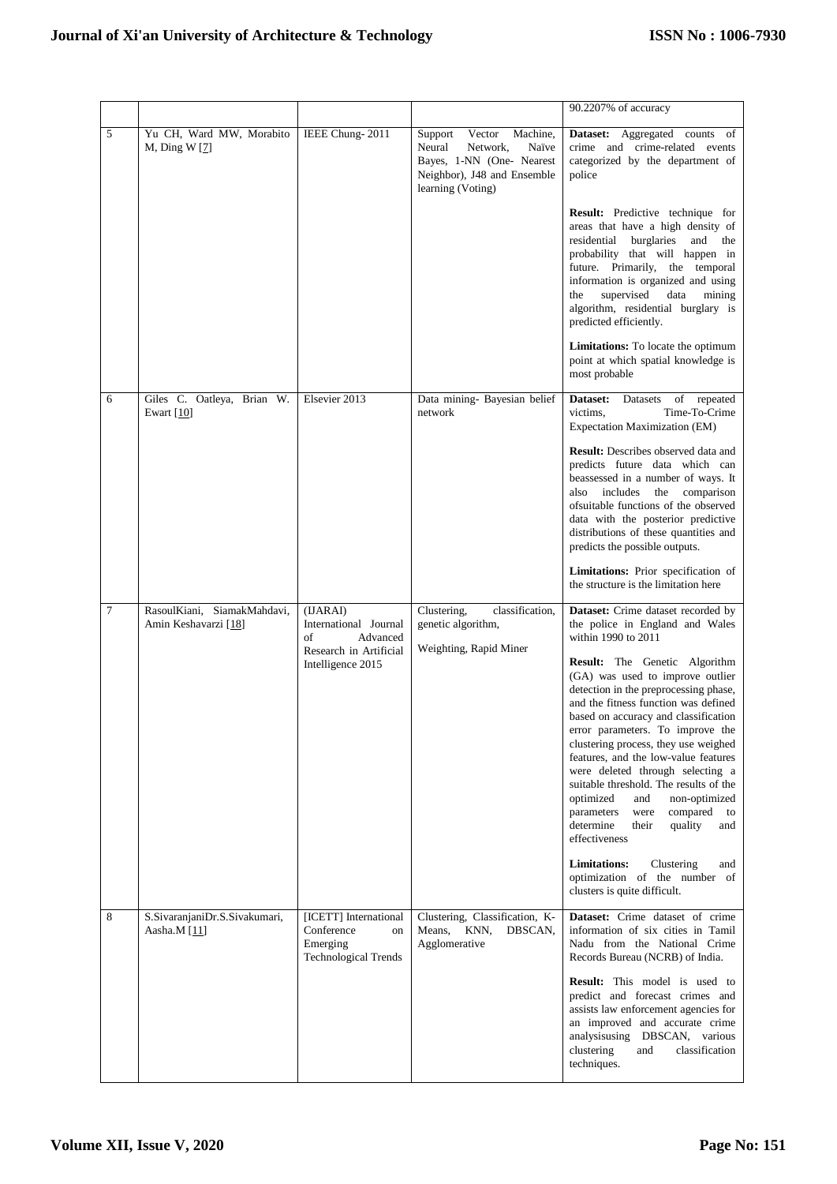| | | | | 90.2207% of accuracy |
|---|---|---|---|---|
| 5 | Yu CH, Ward MW, Morabito M, Ding W [7] | IEEE Chung- 2011 | Support Vector Machine, Neural Network, Naïve Bayes, 1-NN (One- Nearest Neighbor), J48 and Ensemble learning (Voting) | **Dataset:** Aggregated counts of crime and crime-related events categorized by the department of police<br><br>**Result:** Predictive technique for areas that have a high density of residential burglaries and the probability that will happen in future. Primarily, the temporal information is organized and using the supervised data mining algorithm, residential burglary is predicted efficiently.<br><br>**Limitations:** To locate the optimum point at which spatial knowledge is most probable |
| 6 | Giles C. Oatleya, Brian W. Ewart [10] | Elsevier 2013 | Data mining- Bayesian belief network | **Dataset:** Datasets of repeated victims, Time-To-Crime Expectation Maximization (EM)<br><br>**Result:** Describes observed data and predicts future data which can beassessed in a number of ways. It also includes the comparison ofsuitable functions of the observed data with the posterior predictive distributions of these quantities and predicts the possible outputs.<br><br>**Limitations:** Prior specification of the structure is the limitation here |
| 7 | RasoulKiani, SiamakMahdavi, Amin Keshavarzi [18] | (IJARAI) International Journal of Advanced Research in Artificial Intelligence 2015 | Clustering, classification, genetic algorithm,<br><br>Weighting, Rapid Miner | **Dataset:** Crime dataset recorded by the police in England and Wales within 1990 to 2011<br><br>**Result:** The Genetic Algorithm (GA) was used to improve outlier detection in the preprocessing phase, and the fitness function was defined based on accuracy and classification error parameters. To improve the clustering process, they use weighed features, and the low-value features were deleted through selecting a suitable threshold. The results of the optimized and non-optimized parameters were compared to determine their quality and effectiveness<br><br>**Limitations:** Clustering and optimization of the number of clusters is quite difficult. |
| 8 | S.SivaranjaniDr.S.Sivakumari, Aasha.M [11] | [ICETT] International Conference on Emerging Technological Trends | Clustering, Classification, K-Means, KNN, DBSCAN, Agglomerative | **Dataset:** Crime dataset of crime information of six cities in Tamil Nadu from the National Crime Records Bureau (NCRB) of India.<br><br>**Result:** This model is used to predict and forecast crimes and assists law enforcement agencies for an improved and accurate crime analysisusing DBSCAN, various clustering and classification techniques. |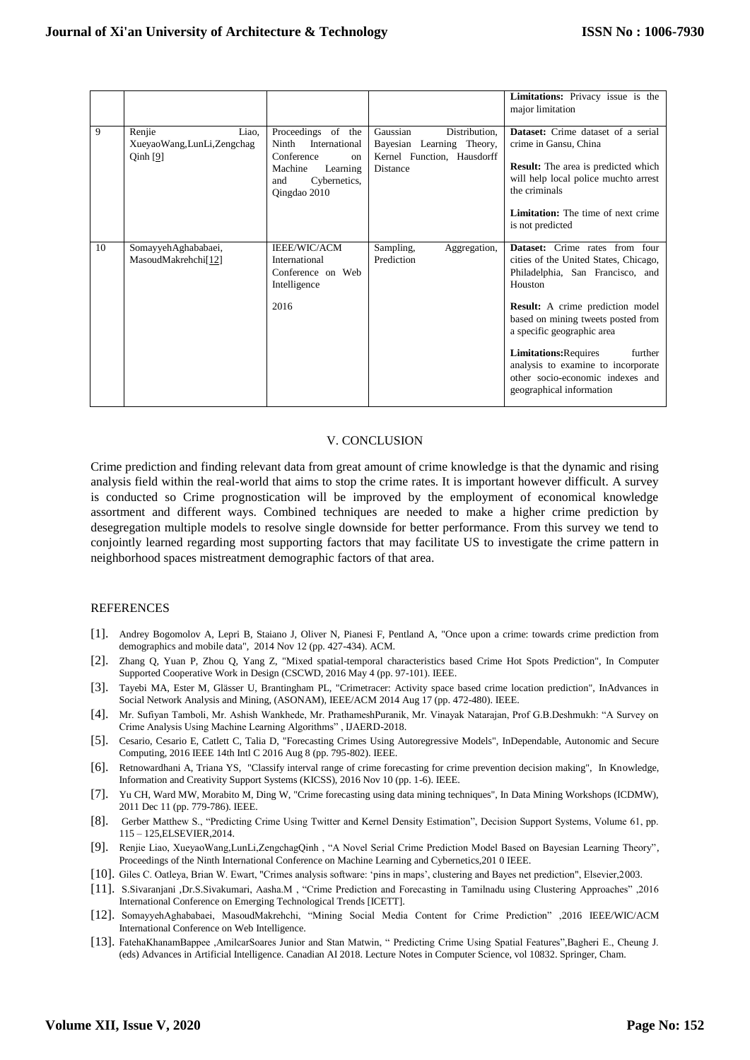| | | | | **Limitations:** Privacy issue is the major limitation |
|---|---|---|---|---|
| 9 | Renjie Liao, XueyaoWang,LunLi,Zengchag Qinh [9] | Proceedings of the Ninth International Conference on Machine Learning and Cybernetics, Qingdao 2010 | Gaussian Distribution, Bayesian Learning Theory, Kernel Function, Hausdorff Distance | **Dataset:** Crime dataset of a serial crime in Gansu, China<br><br>**Result:** The area is predicted which will help local police muchto arrest the criminals<br><br>**Limitation:** The time of next crime is not predicted |
| 10 | SomayyehAghababaei, MasoudMakrehchi[12] | IEEE/WIC/ACM International Conference on Web Intelligence<br><br>2016 | Sampling, Aggregation, Prediction | **Dataset:** Crime rates from four cities of the United States, Chicago, Philadelphia, San Francisco, and Houston<br><br>**Result:** A crime prediction model based on mining tweets posted from a specific geographic area<br><br>**Limitations:**Requires further analysis to examine to incorporate other socio-economic indexes and geographical information |

## V. CONCLUSION

Crime prediction and finding relevant data from great amount of crime knowledge is that the dynamic and rising analysis field within the real-world that aims to stop the crime rates. It is important however difficult. A survey is conducted so Crime prognostication will be improved by the employment of economical knowledge assortment and different ways. Combined techniques are needed to make a higher crime prediction by desegregation multiple models to resolve single downside for better performance. From this survey we tend to conjointly learned regarding most supporting factors that may facilitate US to investigate the crime pattern in neighborhood spaces mistreatment demographic factors of that area.

## REFERENCES

[1]. Andrey Bogomolov A, Lepri B, Staiano J, Oliver N, Pianesi F, Pentland A, "Once upon a crime: towards crime prediction from demographics and mobile data", 2014 Nov 12 (pp. 427-434). ACM.

[2]. Zhang Q, Yuan P, Zhou Q, Yang Z, "Mixed spatial-temporal characteristics based Crime Hot Spots Prediction", In Computer Supported Cooperative Work in Design (CSCWD, 2016 May 4 (pp. 97-101). IEEE.

[3]. Tayebi MA, Ester M, Glässer U, Brantingham PL, "Crimetracer: Activity space based crime location prediction", InAdvances in Social Network Analysis and Mining, (ASONAM), IEEE/ACM 2014 Aug 17 (pp. 472-480). IEEE.

[4]. Mr. Sufiyan Tamboli, Mr. Ashish Wankhede, Mr. PrathameshPuranik, Mr. Vinayak Natarajan, Prof G.B.Deshmukh: "A Survey on Crime Analysis Using Machine Learning Algorithms" , IJAERD-2018.

[5]. Cesario, Cesario E, Catlett C, Talia D, "Forecasting Crimes Using Autoregressive Models", InDependable, Autonomic and Secure Computing, 2016 IEEE 14th Intl C 2016 Aug 8 (pp. 795-802). IEEE.

[6]. Retnowardhani A, Triana YS, "Classify interval range of crime forecasting for crime prevention decision making", In Knowledge, Information and Creativity Support Systems (KICSS), 2016 Nov 10 (pp. 1-6). IEEE.

[7]. Yu CH, Ward MW, Morabito M, Ding W, "Crime forecasting using data mining techniques", In Data Mining Workshops (ICDMW), 2011 Dec 11 (pp. 779-786). IEEE.

[8]. Gerber Matthew S., "Predicting Crime Using Twitter and Kernel Density Estimation", Decision Support Systems, Volume 61, pp. 115 – 125,ELSEVIER,2014.

[9]. Renjie Liao, XueyaoWang,LunLi,ZengchagQinh , "A Novel Serial Crime Prediction Model Based on Bayesian Learning Theory", Proceedings of the Ninth International Conference on Machine Learning and Cybernetics,201 0 IEEE.

[10]. Giles C. Oatleya, Brian W. Ewart, "Crimes analysis software: 'pins in maps', clustering and Bayes net prediction", Elsevier,2003.

[11]. S.Sivaranjani ,Dr.S.Sivakumari, Aasha.M , "Crime Prediction and Forecasting in Tamilnadu using Clustering Approaches" ,2016 International Conference on Emerging Technological Trends [ICETT].

[12]. SomayyehAghababaei, MasoudMakrehchi, "Mining Social Media Content for Crime Prediction" ,2016 IEEE/WIC/ACM International Conference on Web Intelligence.

[13]. FatehaKhanamBappee ,AmilcarSoares Junior and Stan Matwin, " Predicting Crime Using Spatial Features",Bagheri E., Cheung J. (eds) Advances in Artificial Intelligence. Canadian AI 2018. Lecture Notes in Computer Science, vol 10832. Springer, Cham.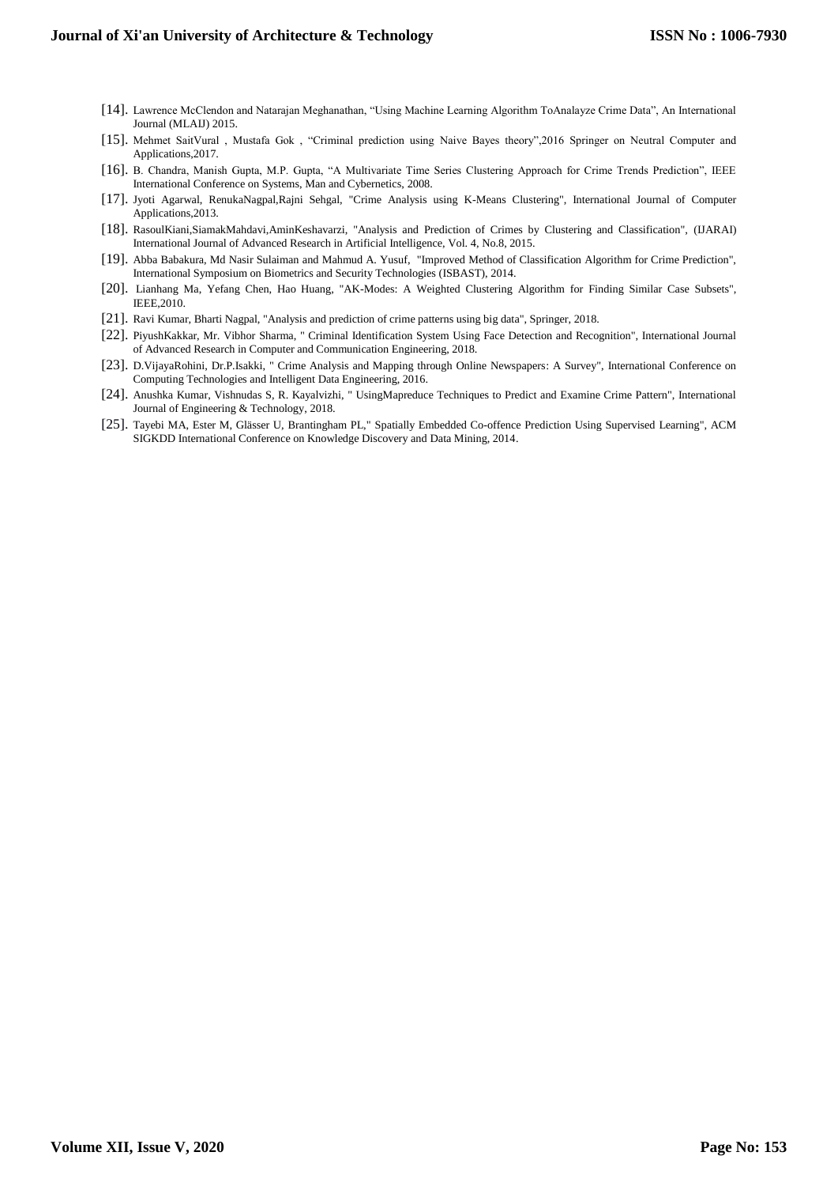[14]. Lawrence McClendon and Natarajan Meghanathan, "Using Machine Learning Algorithm ToAnalayze Crime Data", An International Journal (MLAIJ) 2015.

[15]. Mehmet SaitVural , Mustafa Gok , "Criminal prediction using Naive Bayes theory",2016 Springer on Neutral Computer and Applications,2017.

[16]. B. Chandra, Manish Gupta, M.P. Gupta, "A Multivariate Time Series Clustering Approach for Crime Trends Prediction", IEEE International Conference on Systems, Man and Cybernetics, 2008.

[17]. Jyoti Agarwal, RenukaNagpal,Rajni Sehgal, "Crime Analysis using K-Means Clustering", International Journal of Computer Applications,2013.

[18]. RasoulKiani,SiamakMahdavi,AminKeshavarzi, "Analysis and Prediction of Crimes by Clustering and Classification", (IJARAI) International Journal of Advanced Research in Artificial Intelligence, Vol. 4, No.8, 2015.

[19]. Abba Babakura, Md Nasir Sulaiman and Mahmud A. Yusuf, "Improved Method of Classification Algorithm for Crime Prediction", International Symposium on Biometrics and Security Technologies (ISBAST), 2014.

[20]. Lianhang Ma, Yefang Chen, Hao Huang, "AK-Modes: A Weighted Clustering Algorithm for Finding Similar Case Subsets", IEEE,2010.

[21]. Ravi Kumar, Bharti Nagpal, "Analysis and prediction of crime patterns using big data", Springer, 2018.

[22]. PiyushKakkar, Mr. Vibhor Sharma, " Criminal Identification System Using Face Detection and Recognition", International Journal of Advanced Research in Computer and Communication Engineering, 2018.

[23]. D.VijayaRohini, Dr.P.Isakki, " Crime Analysis and Mapping through Online Newspapers: A Survey", International Conference on Computing Technologies and Intelligent Data Engineering, 2016.

[24]. Anushka Kumar, Vishnudas S, R. Kayalvizhi, " UsingMapreduce Techniques to Predict and Examine Crime Pattern", International Journal of Engineering & Technology, 2018.

[25]. Tayebi MA, Ester M, Glässer U, Brantingham PL," Spatially Embedded Co-offence Prediction Using Supervised Learning", ACM SIGKDD International Conference on Knowledge Discovery and Data Mining, 2014.